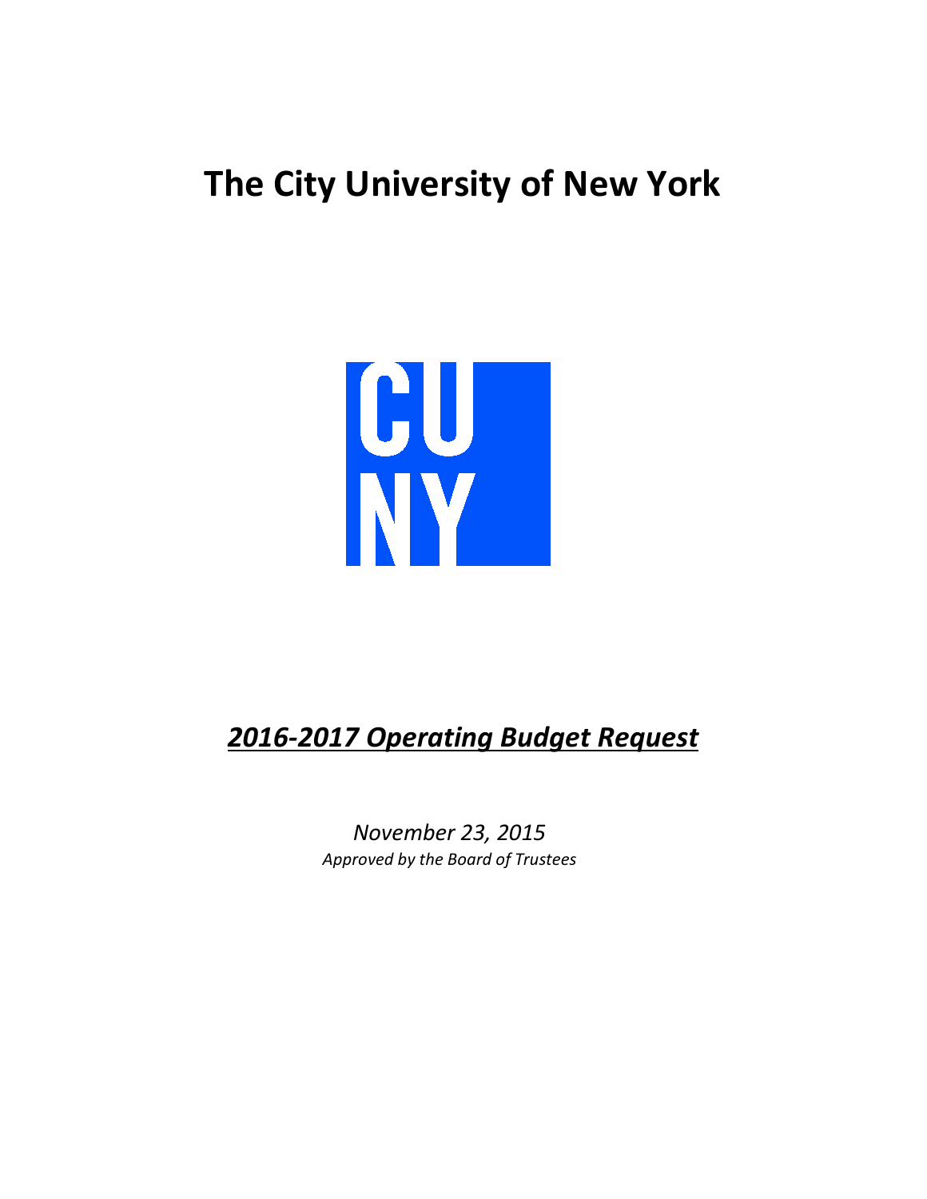# The City University of New York

## ***2016-2017 Operating Budget Request***

*November 23, 2015*
*Approved by the Board of Trustees*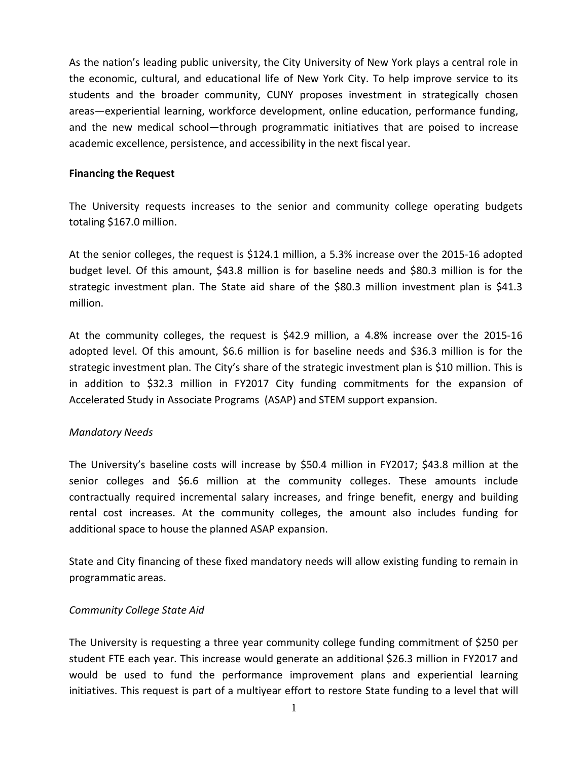As the nation's leading public university, the City University of New York plays a central role in the economic, cultural, and educational life of New York City. To help improve service to its students and the broader community, CUNY proposes investment in strategically chosen areas—experiential learning, workforce development, online education, performance funding, and the new medical school—through programmatic initiatives that are poised to increase academic excellence, persistence, and accessibility in the next fiscal year.

**Financing the Request**

The University requests increases to the senior and community college operating budgets totaling $167.0 million.

At the senior colleges, the request is $124.1 million, a 5.3% increase over the 2015-16 adopted budget level. Of this amount, $43.8 million is for baseline needs and $80.3 million is for the strategic investment plan. The State aid share of the $80.3 million investment plan is $41.3 million.

At the community colleges, the request is $42.9 million, a 4.8% increase over the 2015-16 adopted level. Of this amount, $6.6 million is for baseline needs and $36.3 million is for the strategic investment plan. The City's share of the strategic investment plan is $10 million. This is in addition to $32.3 million in FY2017 City funding commitments for the expansion of Accelerated Study in Associate Programs (ASAP) and STEM support expansion.

*Mandatory Needs*

The University's baseline costs will increase by $50.4 million in FY2017; $43.8 million at the senior colleges and $6.6 million at the community colleges. These amounts include contractually required incremental salary increases, and fringe benefit, energy and building rental cost increases. At the community colleges, the amount also includes funding for additional space to house the planned ASAP expansion.

State and City financing of these fixed mandatory needs will allow existing funding to remain in programmatic areas.

*Community College State Aid*

The University is requesting a three year community college funding commitment of $250 per student FTE each year. This increase would generate an additional $26.3 million in FY2017 and would be used to fund the performance improvement plans and experiential learning initiatives. This request is part of a multiyear effort to restore State funding to a level that will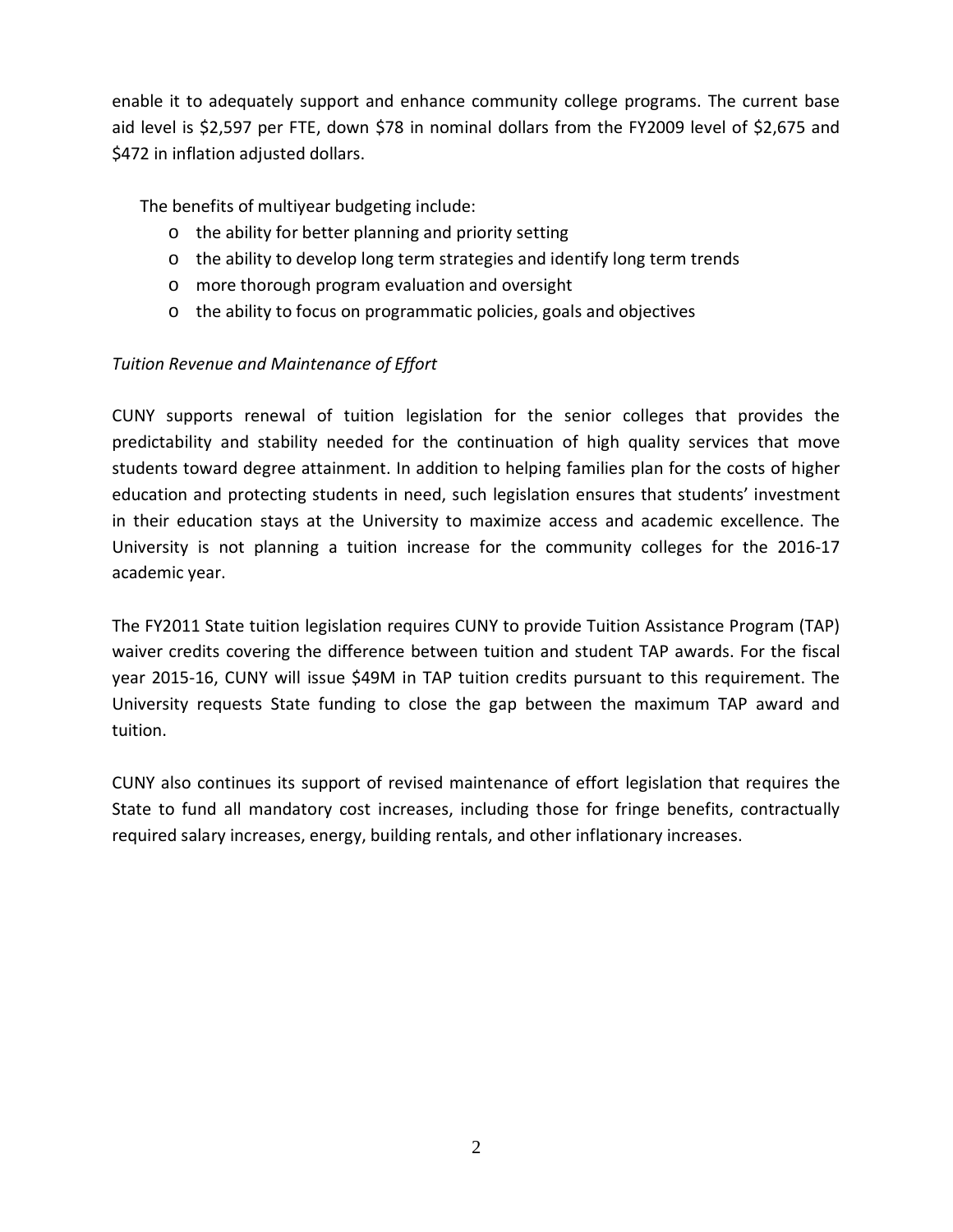enable it to adequately support and enhance community college programs. The current base aid level is $2,597 per FTE, down $78 in nominal dollars from the FY2009 level of $2,675 and $472 in inflation adjusted dollars.

The benefits of multiyear budgeting include:

- the ability for better planning and priority setting
- the ability to develop long term strategies and identify long term trends
- more thorough program evaluation and oversight
- the ability to focus on programmatic policies, goals and objectives

*Tuition Revenue and Maintenance of Effort*

CUNY supports renewal of tuition legislation for the senior colleges that provides the predictability and stability needed for the continuation of high quality services that move students toward degree attainment. In addition to helping families plan for the costs of higher education and protecting students in need, such legislation ensures that students' investment in their education stays at the University to maximize access and academic excellence. The University is not planning a tuition increase for the community colleges for the 2016-17 academic year.

The FY2011 State tuition legislation requires CUNY to provide Tuition Assistance Program (TAP) waiver credits covering the difference between tuition and student TAP awards. For the fiscal year 2015-16, CUNY will issue $49M in TAP tuition credits pursuant to this requirement. The University requests State funding to close the gap between the maximum TAP award and tuition.

CUNY also continues its support of revised maintenance of effort legislation that requires the State to fund all mandatory cost increases, including those for fringe benefits, contractually required salary increases, energy, building rentals, and other inflationary increases.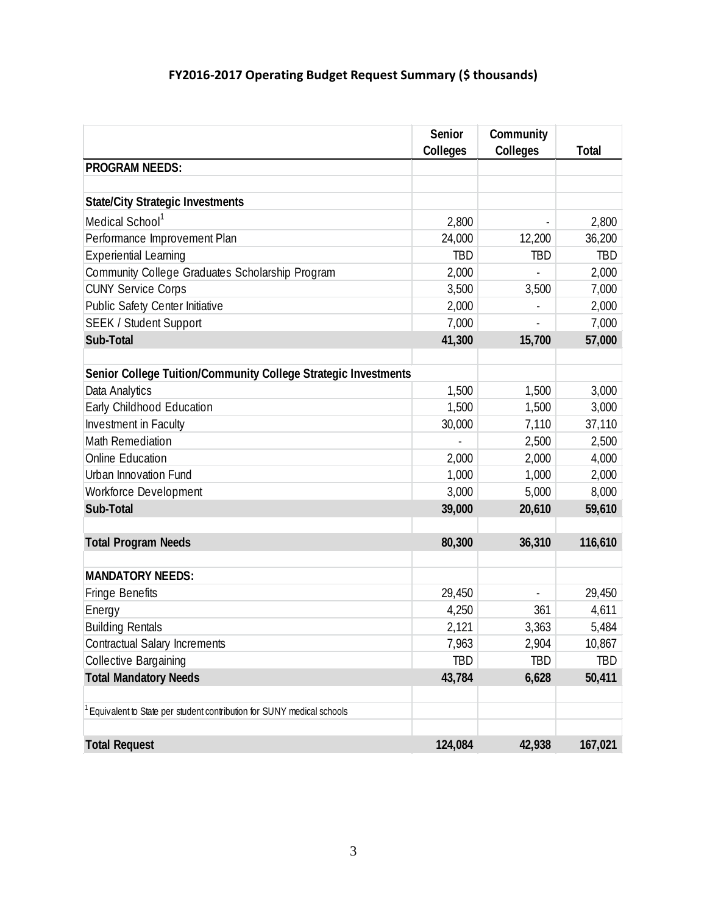## FY2016-2017 Operating Budget Request Summary ($ thousands)

| | Senior Colleges | Community Colleges | Total |
|---|---|---|---|
| **PROGRAM NEEDS:** | | | |
| | | | |
| **State/City Strategic Investments** | | | |
| Medical School[1] | 2,800 | - | 2,800 |
| Performance Improvement Plan | 24,000 | 12,200 | 36,200 |
| Experiential Learning | TBD | TBD | TBD |
| Community College Graduates Scholarship Program | 2,000 | - | 2,000 |
| CUNY Service Corps | 3,500 | 3,500 | 7,000 |
| Public Safety Center Initiative | 2,000 | - | 2,000 |
| SEEK / Student Support | 7,000 | - | 7,000 |
| **Sub-Total** | **41,300** | **15,700** | **57,000** |
| | | | |
| **Senior College Tuition/Community College Strategic Investments** | | | |
| Data Analytics | 1,500 | 1,500 | 3,000 |
| Early Childhood Education | 1,500 | 1,500 | 3,000 |
| Investment in Faculty | 30,000 | 7,110 | 37,110 |
| Math Remediation | - | 2,500 | 2,500 |
| Online Education | 2,000 | 2,000 | 4,000 |
| Urban Innovation Fund | 1,000 | 1,000 | 2,000 |
| Workforce Development | 3,000 | 5,000 | 8,000 |
| **Sub-Total** | **39,000** | **20,610** | **59,610** |
| | | | |
| **Total Program Needs** | **80,300** | **36,310** | **116,610** |
| | | | |
| **MANDATORY NEEDS:** | | | |
| Fringe Benefits | 29,450 | - | 29,450 |
| Energy | 4,250 | 361 | 4,611 |
| Building Rentals | 2,121 | 3,363 | 5,484 |
| Contractual Salary Increments | 7,963 | 2,904 | 10,867 |
| Collective Bargaining | TBD | TBD | TBD |
| **Total Mandatory Needs** | **43,784** | **6,628** | **50,411** |
| | | | |
| [1] Equivalent to State per student contribution for SUNY medical schools | | | |
| | | | |
| **Total Request** | **124,084** | **42,938** | **167,021** |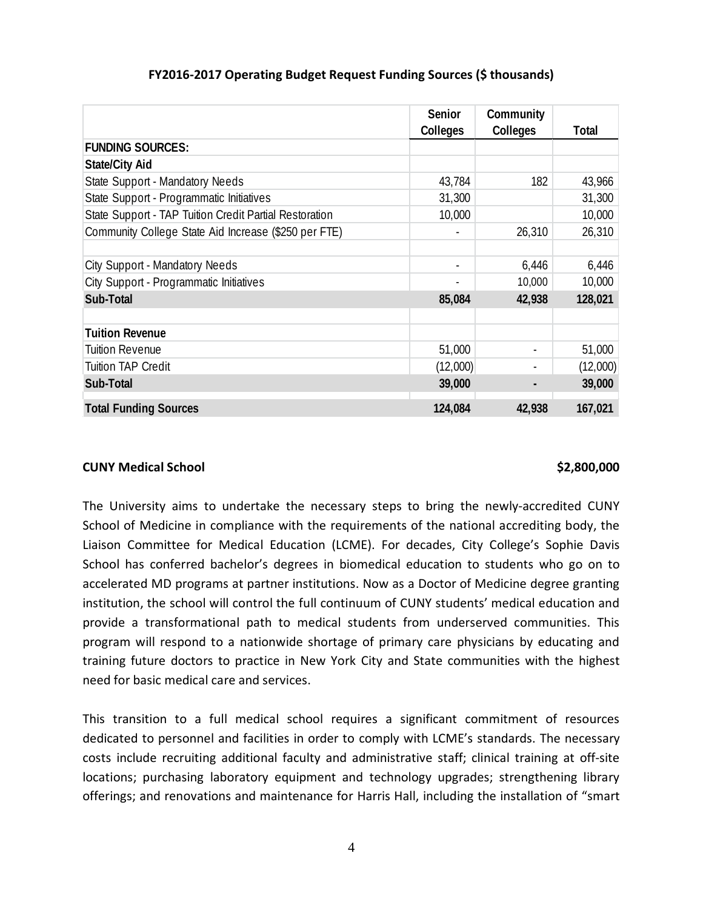**FY2016-2017 Operating Budget Request Funding Sources ($ thousands)**

| | Senior Colleges | Community Colleges | Total |
|---|---|---|---|
| **FUNDING SOURCES:** | | | |
| **State/City Aid** | | | |
| State Support - Mandatory Needs | 43,784 | 182 | 43,966 |
| State Support - Programmatic Initiatives | 31,300 | | 31,300 |
| State Support - TAP Tuition Credit Partial Restoration | 10,000 | | 10,000 |
| Community College State Aid Increase ($250 per FTE) | - | 26,310 | 26,310 |
| | | | |
| City Support - Mandatory Needs | - | 6,446 | 6,446 |
| City Support - Programmatic Initiatives | - | 10,000 | 10,000 |
| **Sub-Total** | **85,084** | **42,938** | **128,021** |
| | | | |
| **Tuition Revenue** | | | |
| Tuition Revenue | 51,000 | - | 51,000 |
| Tuition TAP Credit | (12,000) | - | (12,000) |
| **Sub-Total** | **39,000** | **-** | **39,000** |
| **Total Funding Sources** | **124,084** | **42,938** | **167,021** |

**CUNY Medical School** **$2,800,000**

The University aims to undertake the necessary steps to bring the newly-accredited CUNY School of Medicine in compliance with the requirements of the national accrediting body, the Liaison Committee for Medical Education (LCME). For decades, City College's Sophie Davis School has conferred bachelor's degrees in biomedical education to students who go on to accelerated MD programs at partner institutions. Now as a Doctor of Medicine degree granting institution, the school will control the full continuum of CUNY students' medical education and provide a transformational path to medical students from underserved communities. This program will respond to a nationwide shortage of primary care physicians by educating and training future doctors to practice in New York City and State communities with the highest need for basic medical care and services.

This transition to a full medical school requires a significant commitment of resources dedicated to personnel and facilities in order to comply with LCME's standards. The necessary costs include recruiting additional faculty and administrative staff; clinical training at off-site locations; purchasing laboratory equipment and technology upgrades; strengthening library offerings; and renovations and maintenance for Harris Hall, including the installation of "smart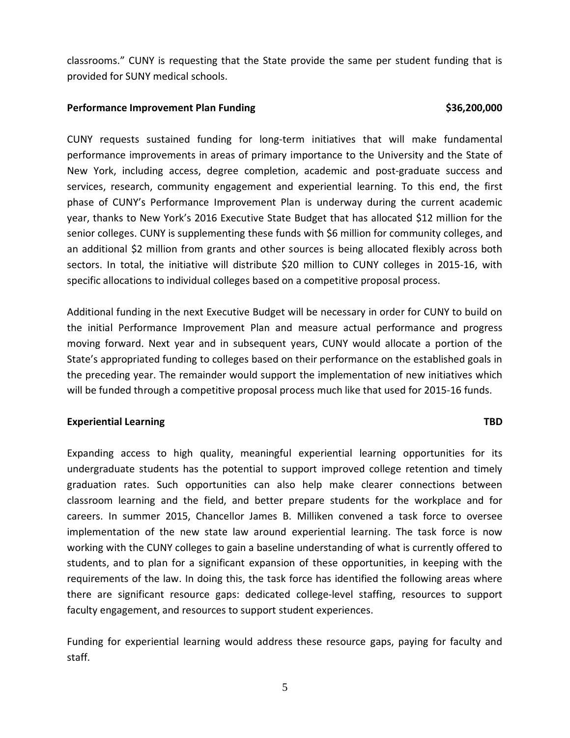classrooms." CUNY is requesting that the State provide the same per student funding that is provided for SUNY medical schools.

**Performance Improvement Plan Funding** **$36,200,000**

CUNY requests sustained funding for long-term initiatives that will make fundamental performance improvements in areas of primary importance to the University and the State of New York, including access, degree completion, academic and post-graduate success and services, research, community engagement and experiential learning. To this end, the first phase of CUNY's Performance Improvement Plan is underway during the current academic year, thanks to New York's 2016 Executive State Budget that has allocated $12 million for the senior colleges. CUNY is supplementing these funds with $6 million for community colleges, and an additional $2 million from grants and other sources is being allocated flexibly across both sectors. In total, the initiative will distribute $20 million to CUNY colleges in 2015-16, with specific allocations to individual colleges based on a competitive proposal process.

Additional funding in the next Executive Budget will be necessary in order for CUNY to build on the initial Performance Improvement Plan and measure actual performance and progress moving forward. Next year and in subsequent years, CUNY would allocate a portion of the State's appropriated funding to colleges based on their performance on the established goals in the preceding year. The remainder would support the implementation of new initiatives which will be funded through a competitive proposal process much like that used for 2015-16 funds.

**Experiential Learning** **TBD**

Expanding access to high quality, meaningful experiential learning opportunities for its undergraduate students has the potential to support improved college retention and timely graduation rates. Such opportunities can also help make clearer connections between classroom learning and the field, and better prepare students for the workplace and for careers. In summer 2015, Chancellor James B. Milliken convened a task force to oversee implementation of the new state law around experiential learning. The task force is now working with the CUNY colleges to gain a baseline understanding of what is currently offered to students, and to plan for a significant expansion of these opportunities, in keeping with the requirements of the law. In doing this, the task force has identified the following areas where there are significant resource gaps: dedicated college-level staffing, resources to support faculty engagement, and resources to support student experiences.

Funding for experiential learning would address these resource gaps, paying for faculty and staff.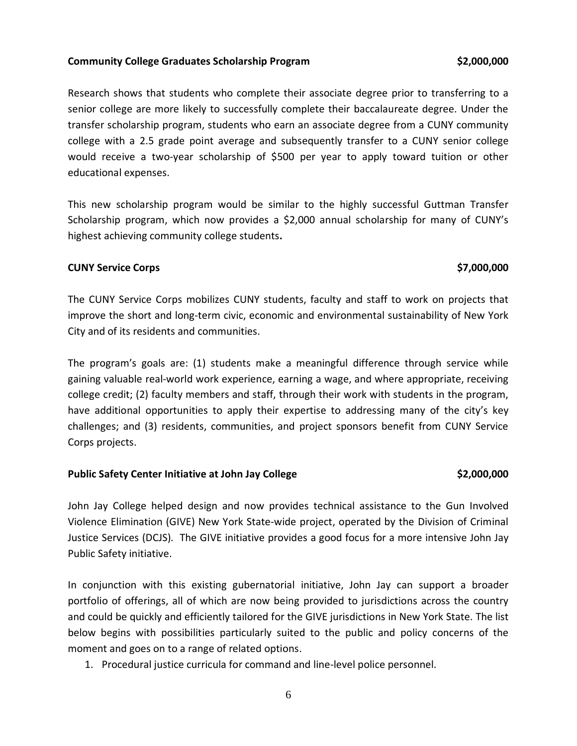**Community College Graduates Scholarship Program** **$2,000,000**

Research shows that students who complete their associate degree prior to transferring to a senior college are more likely to successfully complete their baccalaureate degree. Under the transfer scholarship program, students who earn an associate degree from a CUNY community college with a 2.5 grade point average and subsequently transfer to a CUNY senior college would receive a two-year scholarship of $500 per year to apply toward tuition or other educational expenses.

This new scholarship program would be similar to the highly successful Guttman Transfer Scholarship program, which now provides a $2,000 annual scholarship for many of CUNY's highest achieving community college students**.**

**CUNY Service Corps** **$7,000,000**

The CUNY Service Corps mobilizes CUNY students, faculty and staff to work on projects that improve the short and long-term civic, economic and environmental sustainability of New York City and of its residents and communities.

The program's goals are: (1) students make a meaningful difference through service while gaining valuable real-world work experience, earning a wage, and where appropriate, receiving college credit; (2) faculty members and staff, through their work with students in the program, have additional opportunities to apply their expertise to addressing many of the city's key challenges; and (3) residents, communities, and project sponsors benefit from CUNY Service Corps projects.

**Public Safety Center Initiative at John Jay College** **$2,000,000**

John Jay College helped design and now provides technical assistance to the Gun Involved Violence Elimination (GIVE) New York State-wide project, operated by the Division of Criminal Justice Services (DCJS). The GIVE initiative provides a good focus for a more intensive John Jay Public Safety initiative.

In conjunction with this existing gubernatorial initiative, John Jay can support a broader portfolio of offerings, all of which are now being provided to jurisdictions across the country and could be quickly and efficiently tailored for the GIVE jurisdictions in New York State. The list below begins with possibilities particularly suited to the public and policy concerns of the moment and goes on to a range of related options.

1. Procedural justice curricula for command and line-level police personnel.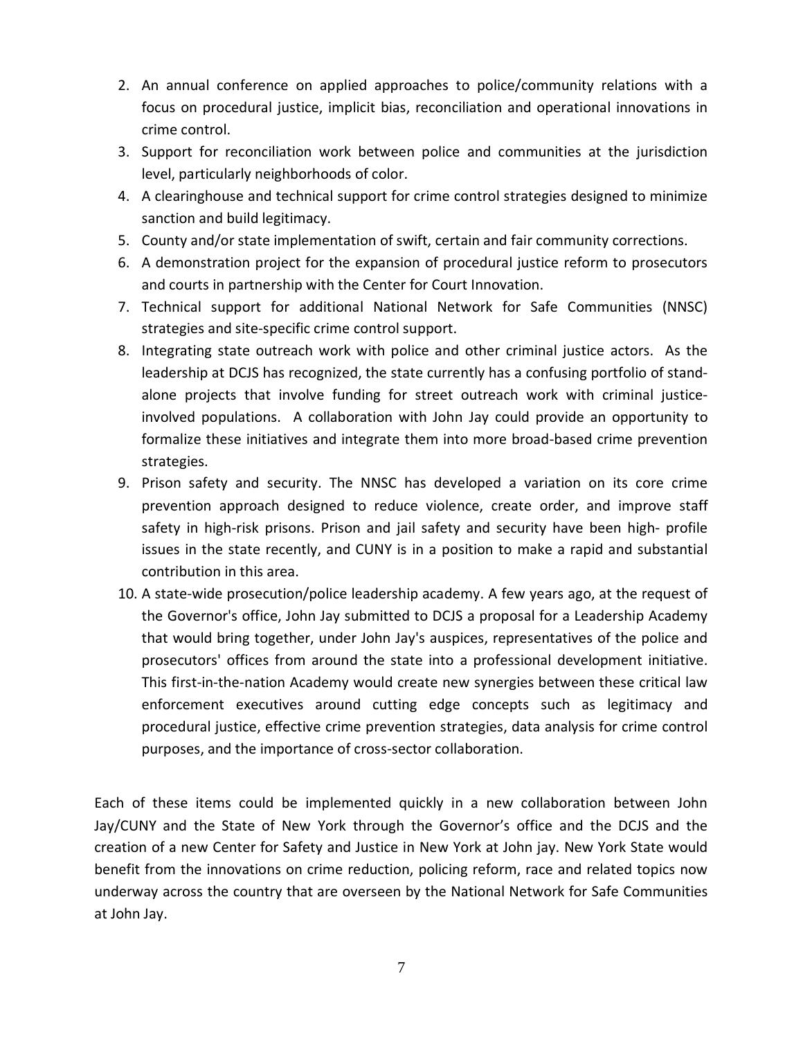2. An annual conference on applied approaches to police/community relations with a focus on procedural justice, implicit bias, reconciliation and operational innovations in crime control.
3. Support for reconciliation work between police and communities at the jurisdiction level, particularly neighborhoods of color.
4. A clearinghouse and technical support for crime control strategies designed to minimize sanction and build legitimacy.
5. County and/or state implementation of swift, certain and fair community corrections.
6. A demonstration project for the expansion of procedural justice reform to prosecutors and courts in partnership with the Center for Court Innovation.
7. Technical support for additional National Network for Safe Communities (NNSC) strategies and site-specific crime control support.
8. Integrating state outreach work with police and other criminal justice actors. As the leadership at DCJS has recognized, the state currently has a confusing portfolio of stand-alone projects that involve funding for street outreach work with criminal justice-involved populations. A collaboration with John Jay could provide an opportunity to formalize these initiatives and integrate them into more broad-based crime prevention strategies.
9. Prison safety and security. The NNSC has developed a variation on its core crime prevention approach designed to reduce violence, create order, and improve staff safety in high-risk prisons. Prison and jail safety and security have been high- profile issues in the state recently, and CUNY is in a position to make a rapid and substantial contribution in this area.
10. A state-wide prosecution/police leadership academy. A few years ago, at the request of the Governor's office, John Jay submitted to DCJS a proposal for a Leadership Academy that would bring together, under John Jay's auspices, representatives of the police and prosecutors' offices from around the state into a professional development initiative. This first-in-the-nation Academy would create new synergies between these critical law enforcement executives around cutting edge concepts such as legitimacy and procedural justice, effective crime prevention strategies, data analysis for crime control purposes, and the importance of cross-sector collaboration.

Each of these items could be implemented quickly in a new collaboration between John Jay/CUNY and the State of New York through the Governor's office and the DCJS and the creation of a new Center for Safety and Justice in New York at John jay. New York State would benefit from the innovations on crime reduction, policing reform, race and related topics now underway across the country that are overseen by the National Network for Safe Communities at John Jay.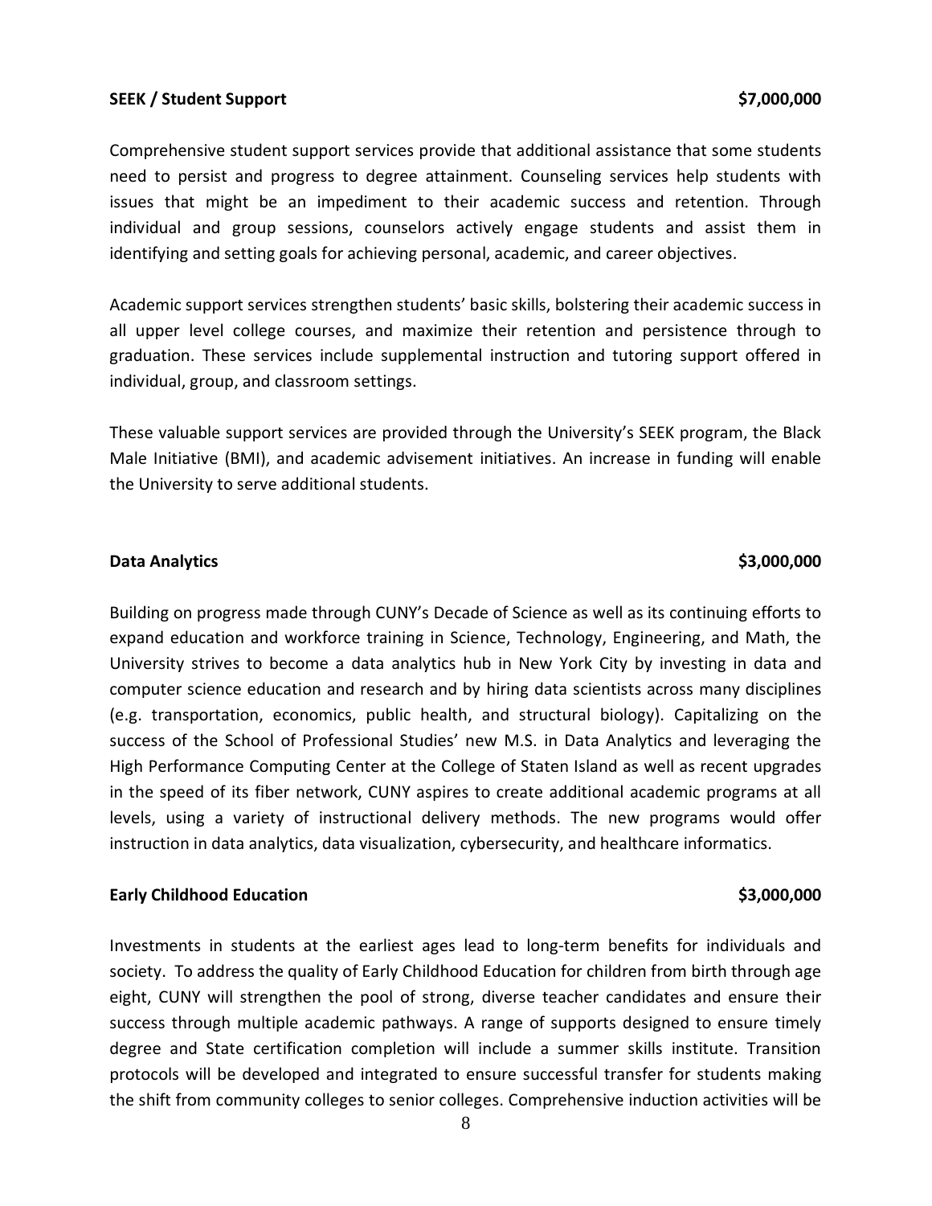**SEEK / Student Support $7,000,000**

Comprehensive student support services provide that additional assistance that some students need to persist and progress to degree attainment. Counseling services help students with issues that might be an impediment to their academic success and retention. Through individual and group sessions, counselors actively engage students and assist them in identifying and setting goals for achieving personal, academic, and career objectives.

Academic support services strengthen students' basic skills, bolstering their academic success in all upper level college courses, and maximize their retention and persistence through to graduation. These services include supplemental instruction and tutoring support offered in individual, group, and classroom settings.

These valuable support services are provided through the University's SEEK program, the Black Male Initiative (BMI), and academic advisement initiatives. An increase in funding will enable the University to serve additional students.

**Data Analytics $3,000,000**

Building on progress made through CUNY's Decade of Science as well as its continuing efforts to expand education and workforce training in Science, Technology, Engineering, and Math, the University strives to become a data analytics hub in New York City by investing in data and computer science education and research and by hiring data scientists across many disciplines (e.g. transportation, economics, public health, and structural biology). Capitalizing on the success of the School of Professional Studies' new M.S. in Data Analytics and leveraging the High Performance Computing Center at the College of Staten Island as well as recent upgrades in the speed of its fiber network, CUNY aspires to create additional academic programs at all levels, using a variety of instructional delivery methods. The new programs would offer instruction in data analytics, data visualization, cybersecurity, and healthcare informatics.

**Early Childhood Education $3,000,000**

Investments in students at the earliest ages lead to long-term benefits for individuals and society. To address the quality of Early Childhood Education for children from birth through age eight, CUNY will strengthen the pool of strong, diverse teacher candidates and ensure their success through multiple academic pathways. A range of supports designed to ensure timely degree and State certification completion will include a summer skills institute. Transition protocols will be developed and integrated to ensure successful transfer for students making the shift from community colleges to senior colleges. Comprehensive induction activities will be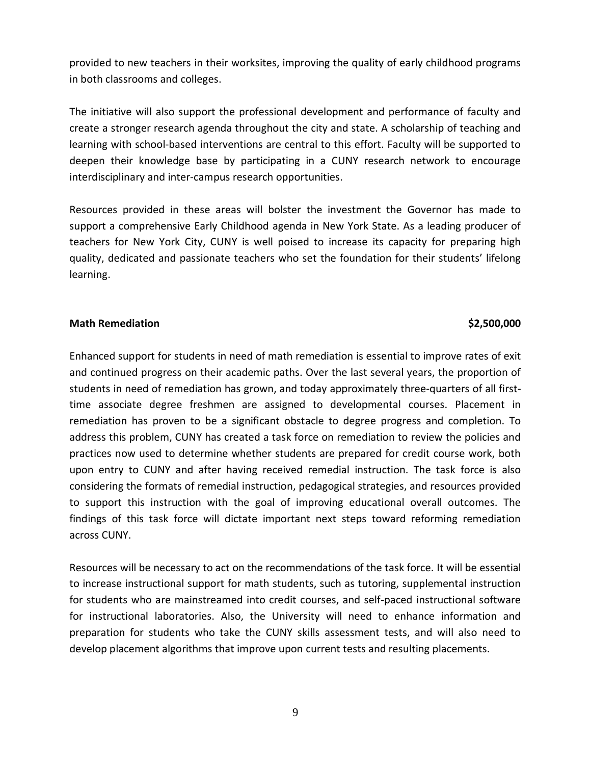provided to new teachers in their worksites, improving the quality of early childhood programs in both classrooms and colleges.

The initiative will also support the professional development and performance of faculty and create a stronger research agenda throughout the city and state. A scholarship of teaching and learning with school-based interventions are central to this effort. Faculty will be supported to deepen their knowledge base by participating in a CUNY research network to encourage interdisciplinary and inter-campus research opportunities.

Resources provided in these areas will bolster the investment the Governor has made to support a comprehensive Early Childhood agenda in New York State. As a leading producer of teachers for New York City, CUNY is well poised to increase its capacity for preparing high quality, dedicated and passionate teachers who set the foundation for their students' lifelong learning.

**Math Remediation** **$2,500,000**

Enhanced support for students in need of math remediation is essential to improve rates of exit and continued progress on their academic paths. Over the last several years, the proportion of students in need of remediation has grown, and today approximately three-quarters of all first-time associate degree freshmen are assigned to developmental courses. Placement in remediation has proven to be a significant obstacle to degree progress and completion. To address this problem, CUNY has created a task force on remediation to review the policies and practices now used to determine whether students are prepared for credit course work, both upon entry to CUNY and after having received remedial instruction. The task force is also considering the formats of remedial instruction, pedagogical strategies, and resources provided to support this instruction with the goal of improving educational overall outcomes. The findings of this task force will dictate important next steps toward reforming remediation across CUNY.

Resources will be necessary to act on the recommendations of the task force. It will be essential to increase instructional support for math students, such as tutoring, supplemental instruction for students who are mainstreamed into credit courses, and self-paced instructional software for instructional laboratories. Also, the University will need to enhance information and preparation for students who take the CUNY skills assessment tests, and will also need to develop placement algorithms that improve upon current tests and resulting placements.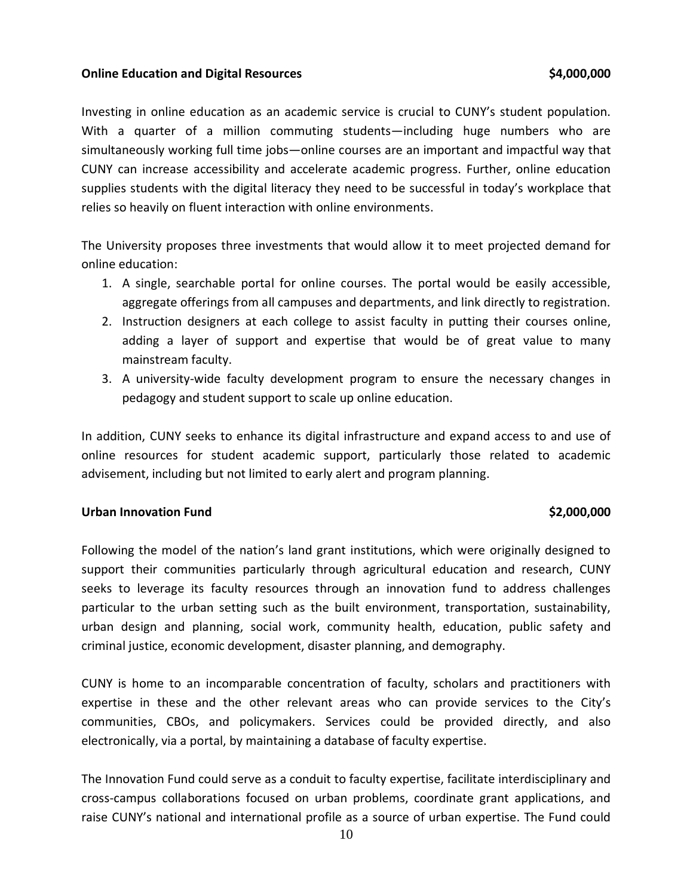**Online Education and Digital Resources** **$4,000,000**

Investing in online education as an academic service is crucial to CUNY's student population. With a quarter of a million commuting students—including huge numbers who are simultaneously working full time jobs—online courses are an important and impactful way that CUNY can increase accessibility and accelerate academic progress. Further, online education supplies students with the digital literacy they need to be successful in today's workplace that relies so heavily on fluent interaction with online environments.

The University proposes three investments that would allow it to meet projected demand for online education:

1. A single, searchable portal for online courses. The portal would be easily accessible, aggregate offerings from all campuses and departments, and link directly to registration.
2. Instruction designers at each college to assist faculty in putting their courses online, adding a layer of support and expertise that would be of great value to many mainstream faculty.
3. A university-wide faculty development program to ensure the necessary changes in pedagogy and student support to scale up online education.

In addition, CUNY seeks to enhance its digital infrastructure and expand access to and use of online resources for student academic support, particularly those related to academic advisement, including but not limited to early alert and program planning.

**Urban Innovation Fund** **$2,000,000**

Following the model of the nation's land grant institutions, which were originally designed to support their communities particularly through agricultural education and research, CUNY seeks to leverage its faculty resources through an innovation fund to address challenges particular to the urban setting such as the built environment, transportation, sustainability, urban design and planning, social work, community health, education, public safety and criminal justice, economic development, disaster planning, and demography.

CUNY is home to an incomparable concentration of faculty, scholars and practitioners with expertise in these and the other relevant areas who can provide services to the City's communities, CBOs, and policymakers. Services could be provided directly, and also electronically, via a portal, by maintaining a database of faculty expertise.

The Innovation Fund could serve as a conduit to faculty expertise, facilitate interdisciplinary and cross-campus collaborations focused on urban problems, coordinate grant applications, and raise CUNY's national and international profile as a source of urban expertise. The Fund could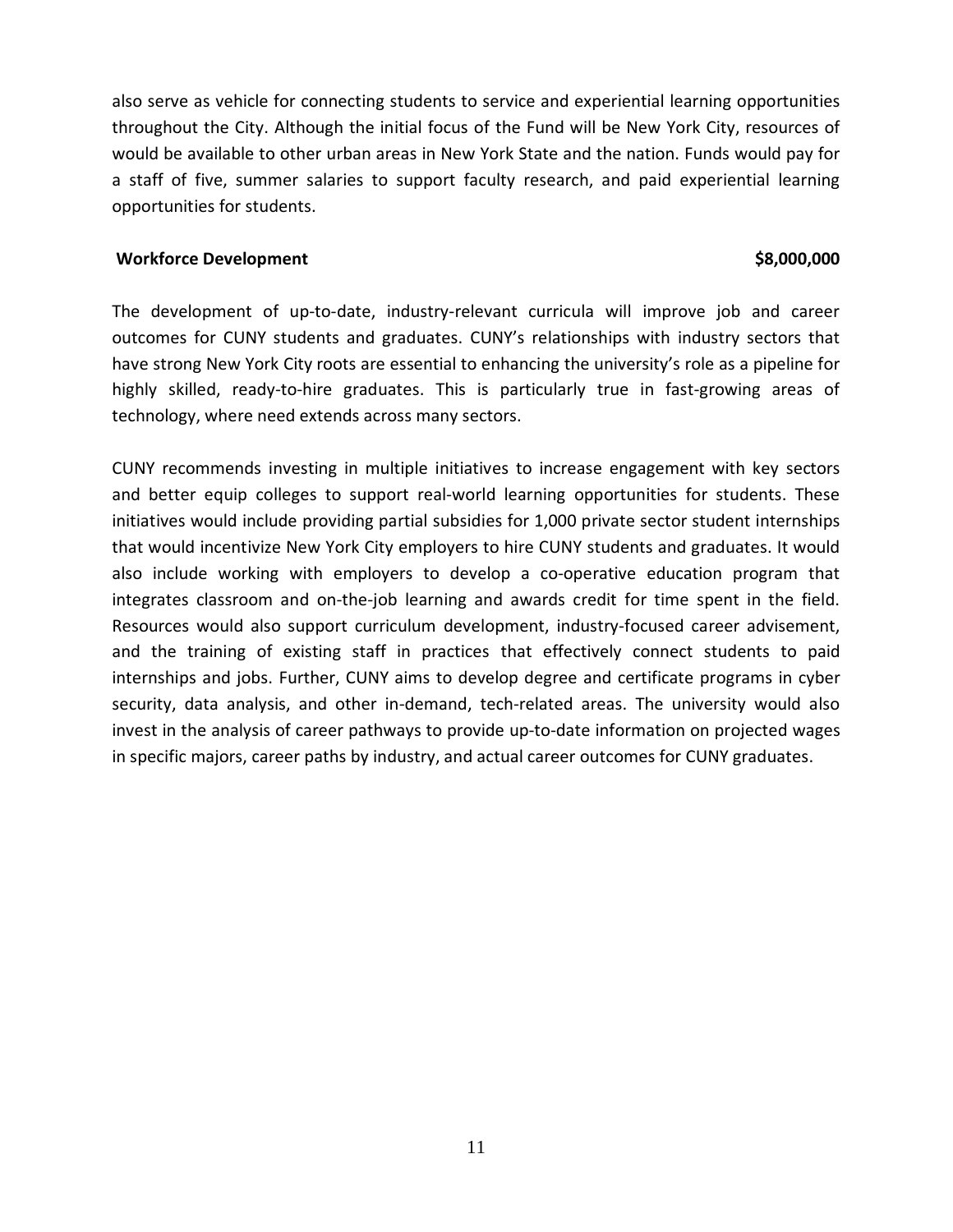also serve as vehicle for connecting students to service and experiential learning opportunities throughout the City. Although the initial focus of the Fund will be New York City, resources of would be available to other urban areas in New York State and the nation. Funds would pay for a staff of five, summer salaries to support faculty research, and paid experiential learning opportunities for students.

**Workforce Development** **$8,000,000**

The development of up-to-date, industry-relevant curricula will improve job and career outcomes for CUNY students and graduates. CUNY's relationships with industry sectors that have strong New York City roots are essential to enhancing the university's role as a pipeline for highly skilled, ready-to-hire graduates. This is particularly true in fast-growing areas of technology, where need extends across many sectors.

CUNY recommends investing in multiple initiatives to increase engagement with key sectors and better equip colleges to support real-world learning opportunities for students. These initiatives would include providing partial subsidies for 1,000 private sector student internships that would incentivize New York City employers to hire CUNY students and graduates. It would also include working with employers to develop a co-operative education program that integrates classroom and on-the-job learning and awards credit for time spent in the field. Resources would also support curriculum development, industry-focused career advisement, and the training of existing staff in practices that effectively connect students to paid internships and jobs. Further, CUNY aims to develop degree and certificate programs in cyber security, data analysis, and other in-demand, tech-related areas. The university would also invest in the analysis of career pathways to provide up-to-date information on projected wages in specific majors, career paths by industry, and actual career outcomes for CUNY graduates.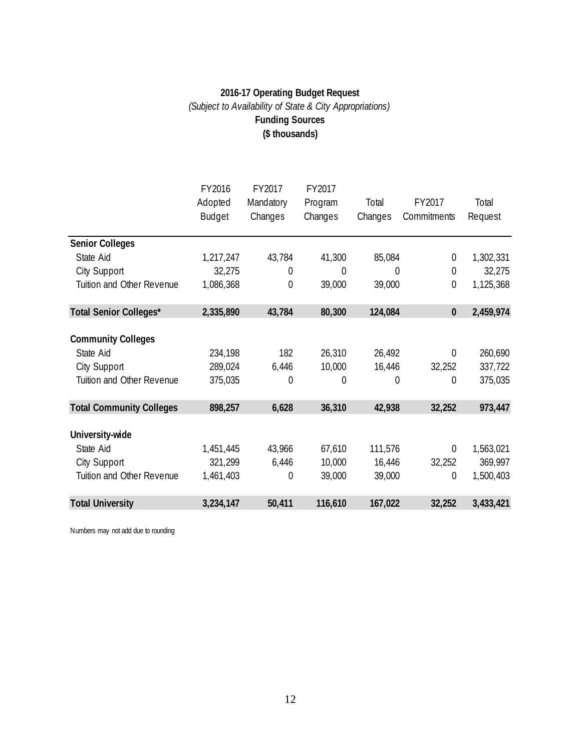**2016-17 Operating Budget Request**

*(Subject to Availability of State & City Appropriations)*

**Funding Sources**

**($ thousands)**

| | FY2016 Adopted Budget | FY2017 Mandatory Changes | FY2017 Program Changes | Total Changes | FY2017 Commitments | Total Request |
|---|---|---|---|---|---|---|
| **Senior Colleges** | | | | | | |
| State Aid | 1,217,247 | 43,784 | 41,300 | 85,084 | 0 | 1,302,331 |
| City Support | 32,275 | 0 | 0 | 0 | 0 | 32,275 |
| Tuition and Other Revenue | 1,086,368 | 0 | 39,000 | 39,000 | 0 | 1,125,368 |
| **Total Senior Colleges*** | **2,335,890** | **43,784** | **80,300** | **124,084** | **0** | **2,459,974** |
| **Community Colleges** | | | | | | |
| State Aid | 234,198 | 182 | 26,310 | 26,492 | 0 | 260,690 |
| City Support | 289,024 | 6,446 | 10,000 | 16,446 | 32,252 | 337,722 |
| Tuition and Other Revenue | 375,035 | 0 | 0 | 0 | 0 | 375,035 |
| **Total Community Colleges** | **898,257** | **6,628** | **36,310** | **42,938** | **32,252** | **973,447** |
| **University-wide** | | | | | | |
| State Aid | 1,451,445 | 43,966 | 67,610 | 111,576 | 0 | 1,563,021 |
| City Support | 321,299 | 6,446 | 10,000 | 16,446 | 32,252 | 369,997 |
| Tuition and Other Revenue | 1,461,403 | 0 | 39,000 | 39,000 | 0 | 1,500,403 |
| **Total University** | **3,234,147** | **50,411** | **116,610** | **167,022** | **32,252** | **3,433,421** |

Numbers may not add due to rounding